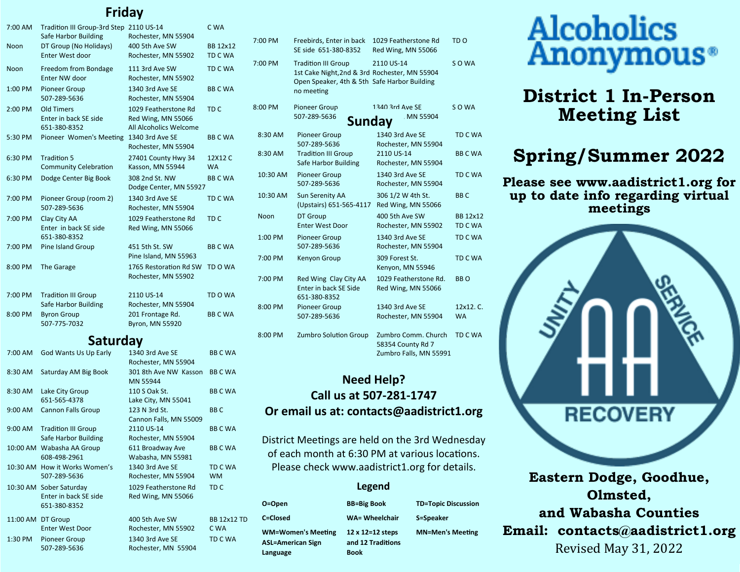## Friday

| Time | Meeting | Location | Type |
|---|---|---|---|
| 7:00 AM | Tradition III Group-3rd Step Safe Harbor Building | 2110 US-14 Rochester, MN 55904 | C WA |
| Noon | DT Group (No Holidays) Enter West door | 400 5th Ave SW Rochester, MN 55902 | BB 12x12 TD C WA |
| Noon | Freedom from Bondage Enter NW door | 111 3rd Ave SW Rochester, MN 55902 | TD C WA |
| 1:00 PM | Pioneer Group 507-289-5636 | 1340 3rd Ave SE Rochester, MN 55904 | BB C WA |
| 2:00 PM | Old Timers Enter in back SE side 651-380-8352 | 1029 Featherstone Rd Red Wing, MN 55066 All Alcoholics Welcome | TD C |
| 5:30 PM | Pioneer Women's Meeting | 1340 3rd Ave SE Rochester, MN 55904 | BB C WA |
| 6:30 PM | Tradition 5 Community Celebration | 27401 County Hwy 34 Kasson, MN 55944 | 12X12 C WA |
| 6:30 PM | Dodge Center Big Book | 308 2nd St. NW Dodge Center, MN 55927 | BB C WA |
| 7:00 PM | Pioneer Group (room 2) 507-289-5636 | 1340 3rd Ave SE Rochester, MN 55904 | TD C WA |
| 7:00 PM | Clay City AA Enter in back SE side 651-380-8352 | 1029 Featherstone Rd Red Wing, MN 55066 | TD C |
| 7:00 PM | Pine Island Group | 451 5th St. SW Pine Island, MN 55963 | BB C WA |
| 8:00 PM | The Garage | 1765 Restoration Rd SW Rochester, MN 55902 | TD O WA |
| 7:00 PM | Tradition III Group Safe Harbor Building | 2110 US-14 Rochester, MN 55904 | TD O WA |
| 8:00 PM | Byron Group 507-775-7032 | 201 Frontage Rd. Byron, MN 55920 | BB C WA |

## Saturday

| Time | Meeting | Location | Type |
|---|---|---|---|
| 7:00 AM | God Wants Us Up Early | 1340 3rd Ave SE Rochester, MN 55904 | BB C WA |
| 8:30 AM | Saturday AM Big Book | 301 8th Ave NW Kasson MN 55944 | BB C WA |
| 8:30 AM | Lake City Group 651-565-4378 | 110 S Oak St. Lake City, MN 55041 | BB C WA |
| 9:00 AM | Cannon Falls Group | 123 N 3rd St. Cannon Falls, MN 55009 | BB C |
| 9:00 AM | Tradition III Group Safe Harbor Building | 2110 US-14 Rochester, MN 55904 | BB C WA |
| 10:00 AM | Wabasha AA Group 608-498-2961 | 611 Broadway Ave Wabasha, MN 55981 | BB C WA |
| 10:30 AM | How it Works Women's 507-289-5636 | 1340 3rd Ave SE Rochester, MN 55904 | TD C WA WM |
| 10:30 AM | Sober Saturday Enter in back SE side 651-380-8352 | 1029 Featherstone Rd Red Wing, MN 55066 | TD C |
| 11:00 AM | DT Group Enter West Door | 400 5th Ave SW Rochester, MN 55902 | BB 12x12 TD C WA |
| 1:30 PM | Pioneer Group 507-289-5636 | 1340 3rd Ave SE Rochester, MN 55904 | TD C WA |
| 7:00 PM | Freebirds, Enter in back SE side 651-380-8352 | 1029 Featherstone Rd Red Wing, MN 55066 | TD O |
| 7:00 PM | Tradition III Group 1st Cake Night,2nd & 3rd Open Speaker, 4th & 5th no meeting | 2110 US-14 Rochester, MN 55904 Safe Harbor Building | S O WA |
| 8:00 PM | Pioneer Group 507-289-5636 | 1340 3rd Ave SE Rochester, MN 55904 | S O WA |

## Sunday

| Time | Meeting | Location | Type |
|---|---|---|---|
| 8:30 AM | Pioneer Group 507-289-5636 | 1340 3rd Ave SE Rochester, MN 55904 | TD C WA |
| 8:30 AM | Tradition III Group Safe Harbor Building | 2110 US-14 Rochester, MN 55904 | BB C WA |
| 10:30 AM | Pioneer Group 507-289-5636 | 1340 3rd Ave SE Rochester, MN 55904 | TD C WA |
| 10:30 AM | Sun Serenity AA (Upstairs) 651-565-4117 | 306 1/2 W 4th St. Red Wing, MN 55066 | BB C |
| Noon | DT Group Enter West Door | 400 5th Ave SW Rochester, MN 55902 | BB 12x12 TD C WA |
| 1:00 PM | Pioneer Group 507-289-5636 | 1340 3rd Ave SE Rochester, MN 55904 | TD C WA |
| 7:00 PM | Kenyon Group | 309 Forest St. Kenyon, MN 55946 | TD C WA |
| 7:00 PM | Red Wing Clay City AA Enter in back SE Side 651-380-8352 | 1029 Featherstone Rd. Red Wing, MN 55066 | BB O |
| 8:00 PM | Pioneer Group 507-289-5636 | 1340 3rd Ave SE Rochester, MN 55904 | 12x12. C. WA |
| 8:00 PM | Zumbro Solution Group | Zumbro Comm. Church 58354 County Rd 7 Zumbro Falls, MN 55991 | TD C WA |

**Need Help?**
**Call us at 507-281-1747**
**Or email us at: contacts@aadistrict1.org**

District Meetings are held on the 3rd Wednesday of each month at 6:30 PM at various locations. Please check www.aadistrict1.org for details.

### Legend

| | | |
|---|---|---|
| **O=Open** | **BB=Big Book** | **TD=Topic Discussion** |
| **C=Closed** | **WA= Wheelchair** | **S=Speaker** |
| **WM=Women's Meeting** | **12 x 12=12 steps and 12 Traditions Book** | **MN=Men's Meeting** |
| **ASL=American Sign Language** | | |

# Alcoholics Anonymous®

# District 1 In-Person Meeting List

# Spring/Summer 2022

**Please see www.aadistrict1.org for up to date info regarding virtual meetings**

UNITY SERVICE RECOVERY

**Eastern Dodge, Goodhue, Olmsted, and Wabasha Counties**

**Email: contacts@aadistrict1.org**

Revised May 31, 2022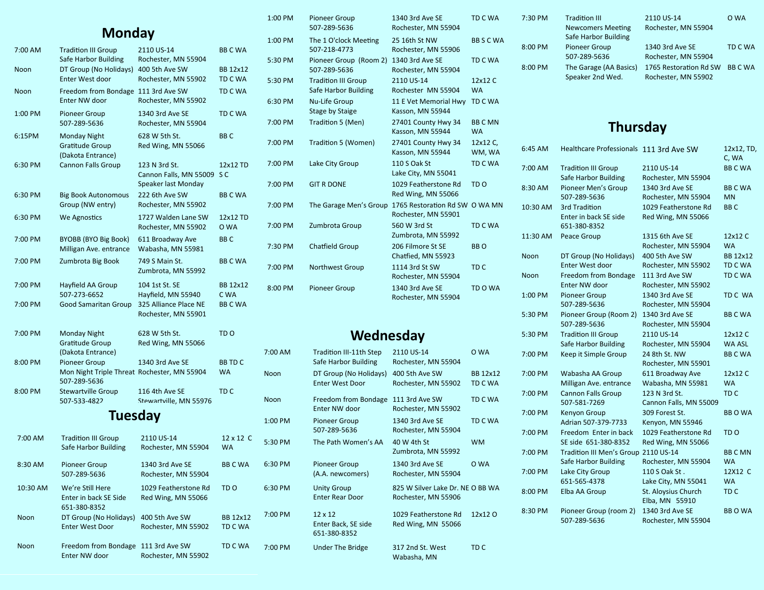## Monday

| | | | |
|---|---|---|---|
| 7:00 AM | Tradition III Group<br>Safe Harbor Building | 2110 US-14<br>Rochester, MN 55904 | BB C WA |
| Noon | DT Group (No Holidays)<br>Enter West door | 400 5th Ave SW<br>Rochester, MN 55902 | BB 12x12<br>TD C WA |
| Noon | Freedom from Bondage<br>Enter NW door | 111 3rd Ave SW<br>Rochester, MN 55902 | TD C WA |
| 1:00 PM | Pioneer Group<br>507-289-5636 | 1340 3rd Ave SE<br>Rochester, MN 55904 | TD C WA |
| 6:15PM | Monday Night<br>Gratitude Group<br>(Dakota Entrance) | 628 W 5th St.<br>Red Wing, MN 55066 | BB C |
| 6:30 PM | Cannon Falls Group | 123 N 3rd St.<br>Cannon Falls, MN 55009<br>Speaker last Monday | 12x12 TD<br>S C |
| 6:30 PM | Big Book Autonomous<br>Group (NW entry) | 222 6th Ave SW<br>Rochester, MN 55902 | BB C WA |
| 6:30 PM | We Agnostics | 1727 Walden Lane SW<br>Rochester, MN 55902 | 12x12 TD<br>O WA |
| 7:00 PM | BYOBB (BYO Big Book)<br>Milligan Ave. entrance | 611 Broadway Ave<br>Wabasha, MN 55981 | BB C |
| 7:00 PM | Zumbrota Big Book | 749 S Main St.<br>Zumbrota, MN 55992 | BB C WA |
| 7:00 PM | Hayfield AA Group<br>507-273-6652 | 104 1st St. SE<br>Hayfield, MN 55940 | BB 12x12<br>C WA |
| 7:00 PM | Good Samaritan Group | 325 Alliance Place NE<br>Rochester, MN 55901 | BB C WA |
| 7:00 PM | Monday Night<br>Gratitude Group<br>(Dakota Entrance) | 628 W 5th St.<br>Red Wing, MN 55066 | TD O |
| 8:00 PM | Pioneer Group<br>Mon Night Triple Threat<br>507-289-5636 | 1340 3rd Ave SE<br>Rochester, MN 55904 | BB TD C<br>WA |
| 8:00 PM | Stewartville Group<br>507-533-4822 | 116 4th Ave SE<br>Stewartville, MN 55976 | TD C |

## Tuesday

| | | | |
|---|---|---|---|
| 7:00 AM | Tradition III Group<br>Safe Harbor Building | 2110 US-14<br>Rochester, MN 55904 | 12 x 12 C<br>WA |
| 8:30 AM | Pioneer Group<br>507-289-5636 | 1340 3rd Ave SE<br>Rochester, MN 55904 | BB C WA |
| 10:30 AM | We're Still Here<br>Enter in back SE Side<br>651-380-8352 | 1029 Featherstone Rd<br>Red Wing, MN 55066 | TD O |
| Noon | DT Group (No Holidays)<br>Enter West Door | 400 5th Ave SW<br>Rochester, MN 55902 | BB 12x12<br>TD C WA |
| Noon | Freedom from Bondage<br>Enter NW door | 111 3rd Ave SW<br>Rochester, MN 55902 | TD C WA |
| 1:00 PM | Pioneer Group<br>507-289-5636 | 1340 3rd Ave SE<br>Rochester, MN 55904 | TD C WA |
| 1:00 PM | The 1 O'clock Meeting<br>507-218-4773 | 25 16th St NW<br>Rochester, MN 55906 | BB S C WA |
| 5:30 PM | Pioneer Group (Room 2)<br>507-289-5636 | 1340 3rd Ave SE<br>Rochester, MN 55904 | TD C WA |
| 5:30 PM | Tradition III Group<br>Safe Harbor Building | 2110 US-14<br>Rochester MN 55904 | 12x12 C<br>WA |
| 6:30 PM | Nu-Life Group<br>Stage by Staige | 11 E Vet Memorial Hwy<br>Kasson, MN 55944 | TD C WA |
| 7:00 PM | Tradition 5 (Men) | 27401 County Hwy 34<br>Kasson, MN 55944 | BB C MN<br>WA |
| 7:00 PM | Tradition 5 (Women) | 27401 County Hwy 34<br>Kasson, MN 55944 | 12x12 C,<br>WM, WA |
| 7:00 PM | Lake City Group | 110 S Oak St<br>Lake City, MN 55041 | TD C WA |
| 7:00 PM | GIT R DONE | 1029 Featherstone Rd<br>Red Wing, MN 55066 | TD O |
| 7:00 PM | The Garage Men's Group | 1765 Restoration Rd SW<br>Rochester, MN 55901 | O WA MN |
| 7:00 PM | Zumbrota Group | 560 W 3rd St<br>Zumbrota, MN 55992 | TD C WA |
| 7:30 PM | Chatfield Group | 206 Filmore St SE<br>Chatfied, MN 55923 | BB O |
| 7:00 PM | Northwest Group | 1114 3rd St SW<br>Rochester, MN 55904 | TD C |
| 8:00 PM | Pioneer Group | 1340 3rd Ave SE<br>Rochester, MN 55904 | TD O WA |

## Wednesday

| | | | |
|---|---|---|---|
| 7:00 AM | Tradition III-11th Step<br>Safe Harbor Building | 2110 US-14<br>Rochester, MN 55904 | O WA |
| Noon | DT Group (No Holidays)<br>Enter West Door | 400 5th Ave SW<br>Rochester, MN 55902 | BB 12x12<br>TD C WA |
| Noon | Freedom from Bondage<br>Enter NW door | 111 3rd Ave SW<br>Rochester, MN 55902 | TD C WA |
| 1:00 PM | Pioneer Group<br>507-289-5636 | 1340 3rd Ave SE<br>Rochester, MN 55904 | TD C WA |
| 5:30 PM | The Path Women's AA | 40 W 4th St<br>Zumbrota, MN 55992 | WM |
| 6:30 PM | Pioneer Group<br>(A.A. newcomers) | 1340 3rd Ave SE<br>Rochester, MN 55904 | O WA |
| 6:30 PM | Unity Group<br>Enter Rear Door | 825 W Silver Lake Dr. NE<br>Rochester, MN 55906 | O BB WA |
| 7:00 PM | 12 x 12<br>Enter Back, SE side<br>651-380-8352 | 1029 Featherstone Rd<br>Red Wing, MN 55066 | 12x12 O |
| 7:00 PM | Under The Bridge | 317 2nd St. West<br>Wabasha, MN | TD C |
| 7:30 PM | Tradition III<br>Newcomers Meeting<br>Safe Harbor Building | 2110 US-14<br>Rochester, MN 55904 | O WA |
| 8:00 PM | Pioneer Group<br>507-289-5636 | 1340 3rd Ave SE<br>Rochester, MN 55904 | TD C WA |
| 8:00 PM | The Garage (AA Basics)<br>Speaker 2nd Wed. | 1765 Restoration Rd SW<br>Rochester, MN 55902 | BB C WA |

## Thursday

| | | | |
|---|---|---|---|
| 6:45 AM | Healthcare Professionals | 111 3rd Ave SW | 12x12, TD,<br>C, WA |
| 7:00 AM | Tradition III Group<br>Safe Harbor Building | 2110 US-14<br>Rochester, MN 55904 | BB C WA |
| 8:30 AM | Pioneer Men's Group<br>507-289-5636 | 1340 3rd Ave SE<br>Rochester, MN 55904 | BB C WA<br>MN |
| 10:30 AM | 3rd Tradition<br>Enter in back SE side<br>651-380-8352 | 1029 Featherstone Rd<br>Red Wing, MN 55066 | BB C |
| 11:30 AM | Peace Group | 1315 6th Ave SE<br>Rochester, MN 55904 | 12x12 C<br>WA |
| Noon | DT Group (No Holidays)<br>Enter West door | 400 5th Ave SW<br>Rochester, MN 55902 | BB 12x12<br>TD C WA |
| Noon | Freedom from Bondage<br>Enter NW door | 111 3rd Ave SW<br>Rochester, MN 55902 | TD C WA |
| 1:00 PM | Pioneer Group<br>507-289-5636 | 1340 3rd Ave SE<br>Rochester, MN 55904 | TD C WA |
| 5:30 PM | Pioneer Group (Room 2)<br>507-289-5636 | 1340 3rd Ave SE<br>Rochester, MN 55904 | BB C WA |
| 5:30 PM | Tradition III Group<br>Safe Harbor Building | 2110 US-14<br>Rochester, MN 55904 | 12x12 C<br>WA ASL |
| 7:00 PM | Keep it Simple Group | 24 8th St. NW<br>Rochester, MN 55901 | BB C WA |
| 7:00 PM | Wabasha AA Group<br>Milligan Ave. entrance | 611 Broadway Ave<br>Wabasha, MN 55981 | 12x12 C<br>WA |
| 7:00 PM | Cannon Falls Group<br>507-581-7269 | 123 N 3rd St.<br>Cannon Falls, MN 55009 | TD C |
| 7:00 PM | Kenyon Group<br>Adrian 507-379-7733 | 309 Forest St.<br>Kenyon, MN 55946 | BB O WA |
| 7:00 PM | Freedom Enter in back<br>SE side 651-380-8352 | 1029 Featherstone Rd<br>Red Wing, MN 55066 | TD O |
| 7:00 PM | Tradition III Men's Group<br>Safe Harbor Building | 2110 US-14<br>Rochester, MN 55904 | BB C MN<br>WA |
| 7:00 PM | Lake City Group<br>651-565-4378 | 110 S Oak St .<br>Lake City, MN 55041 | 12X12 C<br>WA |
| 8:00 PM | Elba AA Group | St. Aloysius Church<br>Elba, MN 55910 | TD C |
| 8:30 PM | Pioneer Group (room 2)<br>507-289-5636 | 1340 3rd Ave SE<br>Rochester, MN 55904 | BB O WA |